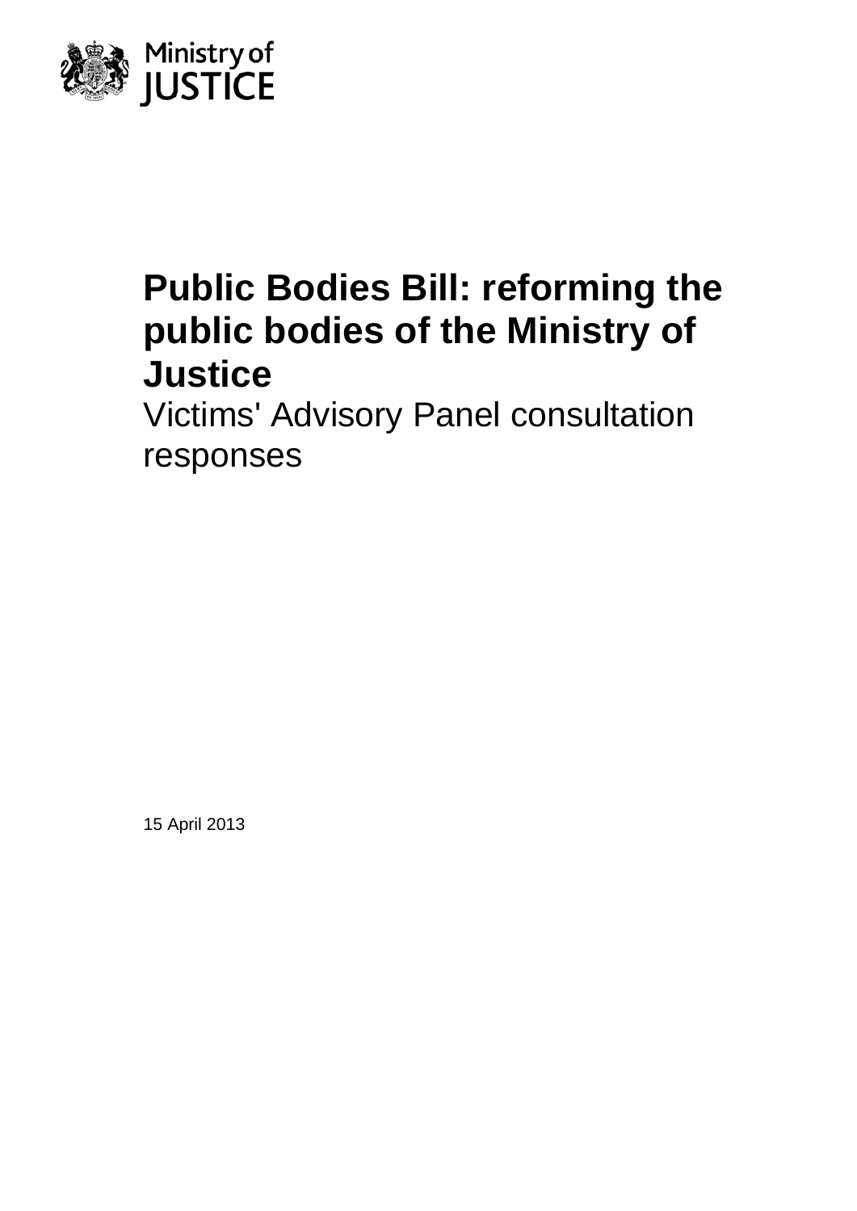Ministry of JUSTICE

# Public Bodies Bill: reforming the public bodies of the Ministry of Justice

Victims' Advisory Panel consultation responses

15 April 2013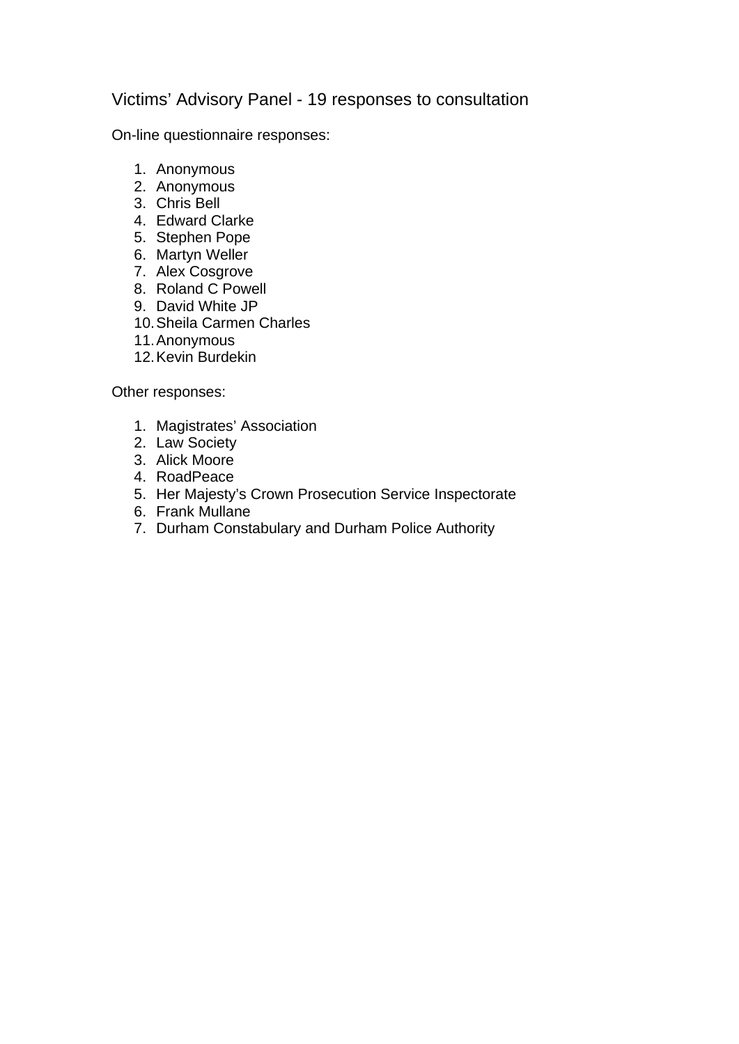# Victims' Advisory Panel - 19 responses to consultation

On-line questionnaire responses:

1. Anonymous
2. Anonymous
3. Chris Bell
4. Edward Clarke
5. Stephen Pope
6. Martyn Weller
7. Alex Cosgrove
8. Roland C Powell
9. David White JP
10. Sheila Carmen Charles
11. Anonymous
12. Kevin Burdekin

Other responses:

1. Magistrates' Association
2. Law Society
3. Alick Moore
4. RoadPeace
5. Her Majesty's Crown Prosecution Service Inspectorate
6. Frank Mullane
7. Durham Constabulary and Durham Police Authority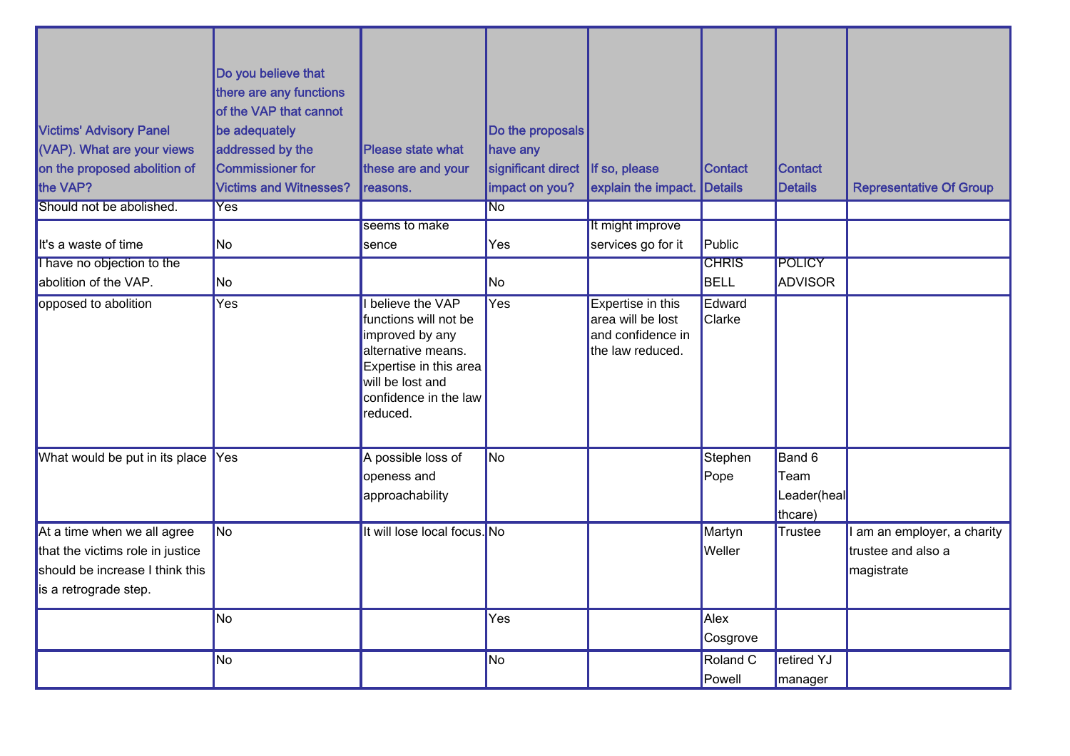| Victims' Advisory Panel (VAP). What are your views on the proposed abolition of the VAP? | Do you believe that there are any functions of the VAP that cannot be adequately addressed by the Commissioner for Victims and Witnesses? | Please state what these are and your reasons. | Do the proposals have any significant direct impact on you? | If so, please explain the impact. | Contact Details | Contact Details | Representative Of Group |
|---|---|---|---|---|---|---|---|
| Should not be abolished. | Yes | | No | | | | |
| It's a waste of time | No | seems to make sence | Yes | It might improve services go for it | Public | | |
| I have no objection to the abolition of the VAP. | No | | No | | CHRIS BELL | POLICY ADVISOR | |
| opposed to abolition | Yes | I believe the VAP functions will not be improved by any alternative means. Expertise in this area will be lost and confidence in the law reduced. | Yes | Expertise in this area will be lost and confidence in the law reduced. | Edward Clarke | | |
| What would be put in its place | Yes | A possible loss of openess and approachability | No | | Stephen Pope | Band 6 Team Leader(healthcare) | |
| At a time when we all agree that the victims role in justice should be increase I think this is a retrograde step. | No | It will lose local focus. | No | | Martyn Weller | Trustee | I am an employer, a charity trustee and also a magistrate |
| | No | | Yes | | Alex Cosgrove | | |
| | No | | No | | Roland C Powell | retired YJ manager | |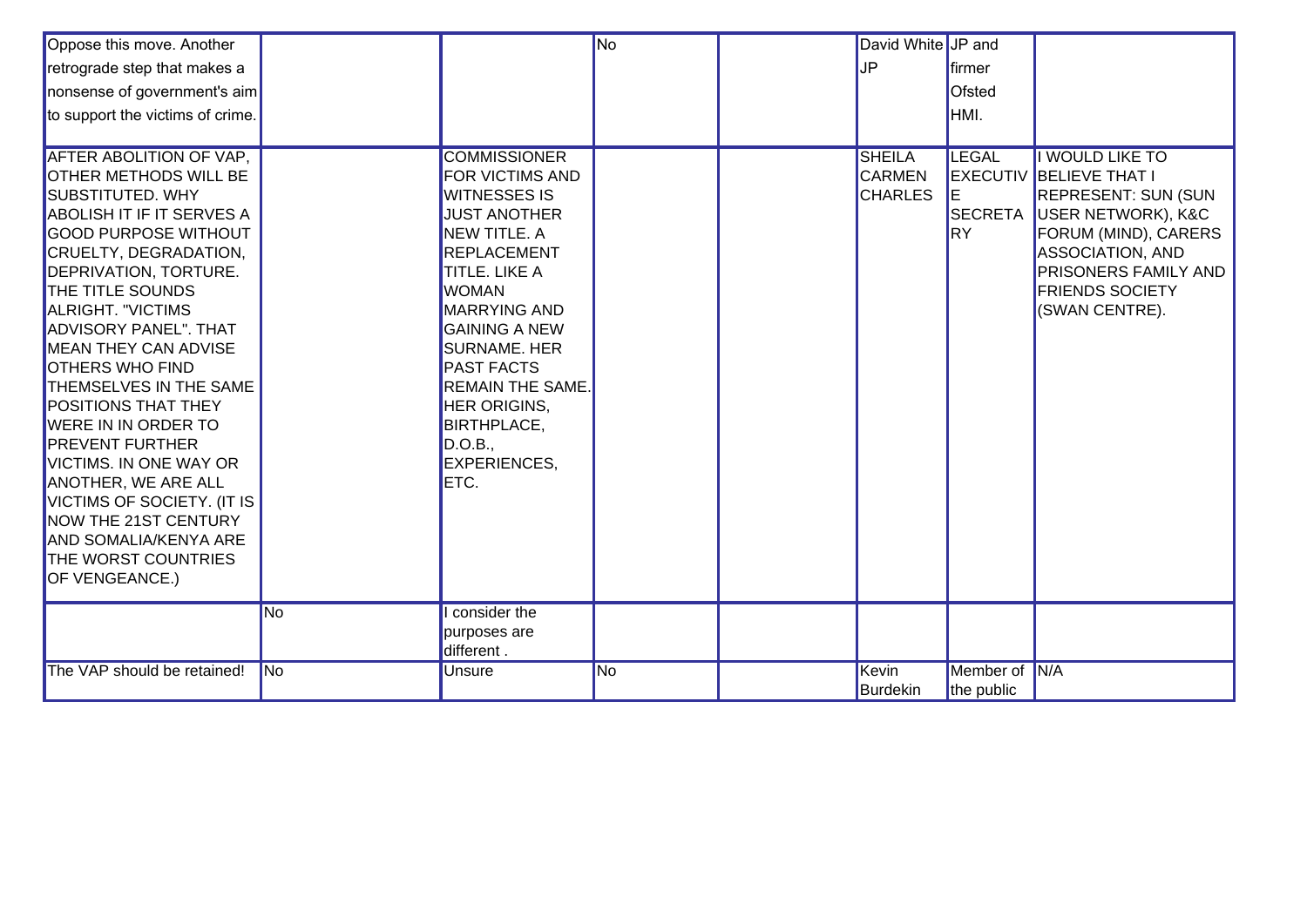| | | | | | | | |
|---|---|---|---|---|---|---|---|
| Oppose this move. Another retrograde step that makes a nonsense of government's aim to support the victims of crime. | | | No | | David White JP | JP and firmer Ofsted HMI. | |
| AFTER ABOLITION OF VAP, OTHER METHODS WILL BE SUBSTITUTED. WHY ABOLISH IT IF IT SERVES A GOOD PURPOSE WITHOUT CRUELTY, DEGRADATION, DEPRIVATION, TORTURE. THE TITLE SOUNDS ALRIGHT. "VICTIMS ADVISORY PANEL". THAT MEAN THEY CAN ADVISE OTHERS WHO FIND THEMSELVES IN THE SAME POSITIONS THAT THEY WERE IN IN ORDER TO PREVENT FURTHER VICTIMS. IN ONE WAY OR ANOTHER, WE ARE ALL VICTIMS OF SOCIETY. (IT IS NOW THE 21ST CENTURY AND SOMALIA/KENYA ARE THE WORST COUNTRIES OF VENGEANCE.) | | COMMISSIONER FOR VICTIMS AND WITNESSES IS JUST ANOTHER NEW TITLE. A REPLACEMENT TITLE. LIKE A WOMAN MARRYING AND GAINING A NEW SURNAME. HER PAST FACTS REMAIN THE SAME. HER ORIGINS, BIRTHPLACE, D.O.B., EXPERIENCES, ETC. | | | SHEILA CARMEN CHARLES | LEGAL EXECUTIVE SECRETARY | I WOULD LIKE TO BELIEVE THAT I REPRESENT: SUN (SUN USER NETWORK), K&C FORUM (MIND), CARERS ASSOCIATION, AND PRISONERS FAMILY AND FRIENDS SOCIETY (SWAN CENTRE). |
| | No | I consider the purposes are different . | | | | | |
| The VAP should be retained! | No | Unsure | No | | Kevin Burdekin | Member of the public | N/A |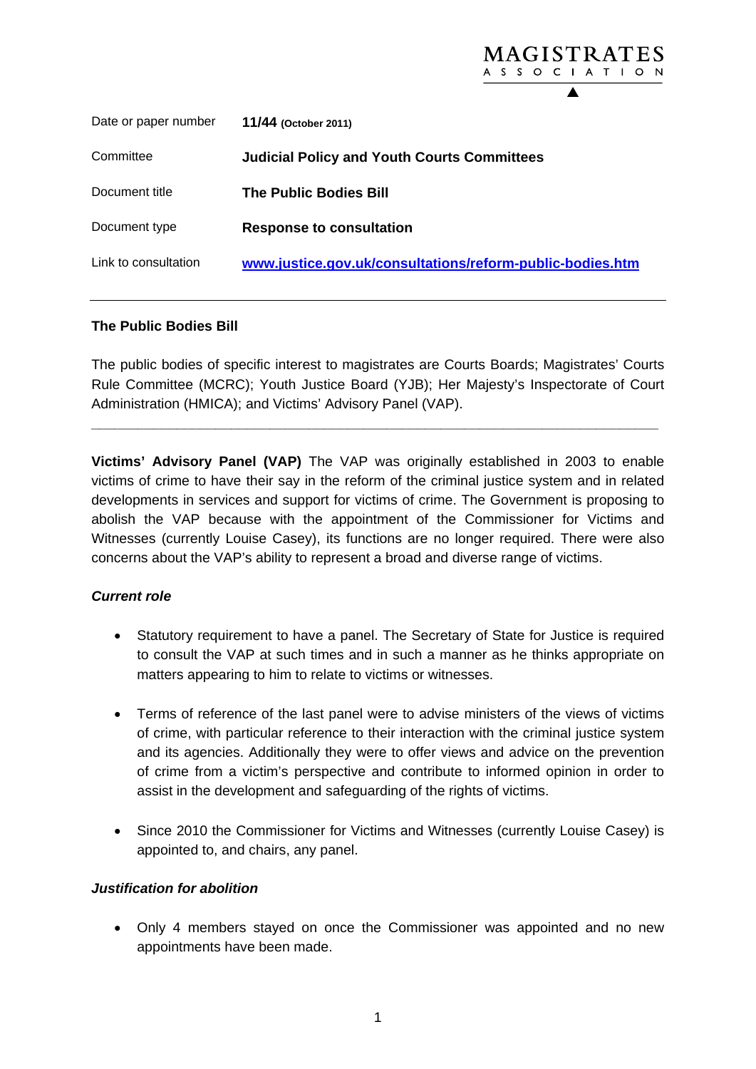MAGISTRATES ASSOCIATION

| Date or paper number | **11/44 (October 2011)** |
|---|---|
| Committee | **Judicial Policy and Youth Courts Committees** |
| Document title | **The Public Bodies Bill** |
| Document type | **Response to consultation** |
| Link to consultation | **www.justice.gov.uk/consultations/reform-public-bodies.htm** |

---

**The Public Bodies Bill**

The public bodies of specific interest to magistrates are Courts Boards; Magistrates' Courts Rule Committee (MCRC); Youth Justice Board (YJB); Her Majesty's Inspectorate of Court Administration (HMICA); and Victims' Advisory Panel (VAP).

---

**Victims' Advisory Panel (VAP)** The VAP was originally established in 2003 to enable victims of crime to have their say in the reform of the criminal justice system and in related developments in services and support for victims of crime. The Government is proposing to abolish the VAP because with the appointment of the Commissioner for Victims and Witnesses (currently Louise Casey), its functions are no longer required. There were also concerns about the VAP's ability to represent a broad and diverse range of victims.

***Current role***

- Statutory requirement to have a panel. The Secretary of State for Justice is required to consult the VAP at such times and in such a manner as he thinks appropriate on matters appearing to him to relate to victims or witnesses.
- Terms of reference of the last panel were to advise ministers of the views of victims of crime, with particular reference to their interaction with the criminal justice system and its agencies. Additionally they were to offer views and advice on the prevention of crime from a victim's perspective and contribute to informed opinion in order to assist in the development and safeguarding of the rights of victims.
- Since 2010 the Commissioner for Victims and Witnesses (currently Louise Casey) is appointed to, and chairs, any panel.

***Justification for abolition***

- Only 4 members stayed on once the Commissioner was appointed and no new appointments have been made.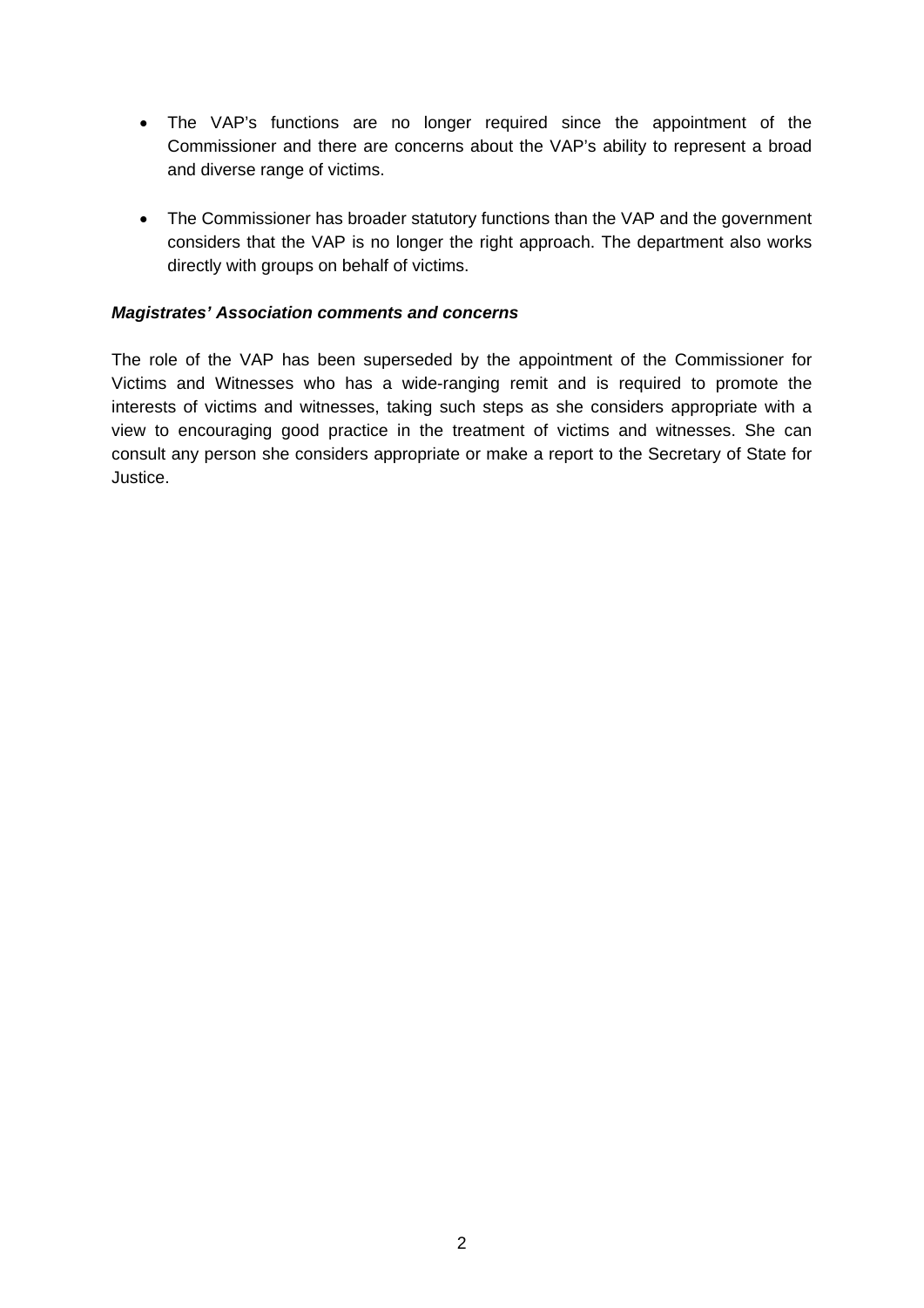- The VAP's functions are no longer required since the appointment of the Commissioner and there are concerns about the VAP's ability to represent a broad and diverse range of victims.

- The Commissioner has broader statutory functions than the VAP and the government considers that the VAP is no longer the right approach. The department also works directly with groups on behalf of victims.

***Magistrates' Association comments and concerns***

The role of the VAP has been superseded by the appointment of the Commissioner for Victims and Witnesses who has a wide-ranging remit and is required to promote the interests of victims and witnesses, taking such steps as she considers appropriate with a view to encouraging good practice in the treatment of victims and witnesses. She can consult any person she considers appropriate or make a report to the Secretary of State for Justice.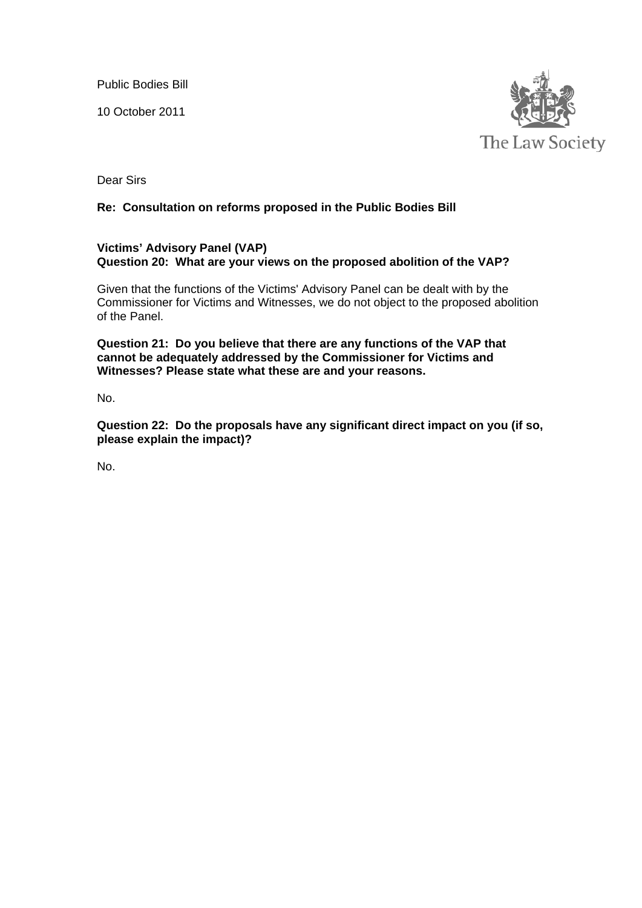Public Bodies Bill

10 October 2011

The Law Society

Dear Sirs

**Re: Consultation on reforms proposed in the Public Bodies Bill**

**Victims' Advisory Panel (VAP)**
**Question 20: What are your views on the proposed abolition of the VAP?**

Given that the functions of the Victims' Advisory Panel can be dealt with by the Commissioner for Victims and Witnesses, we do not object to the proposed abolition of the Panel.

**Question 21: Do you believe that there are any functions of the VAP that cannot be adequately addressed by the Commissioner for Victims and Witnesses? Please state what these are and your reasons.**

No.

**Question 22: Do the proposals have any significant direct impact on you (if so, please explain the impact)?**

No.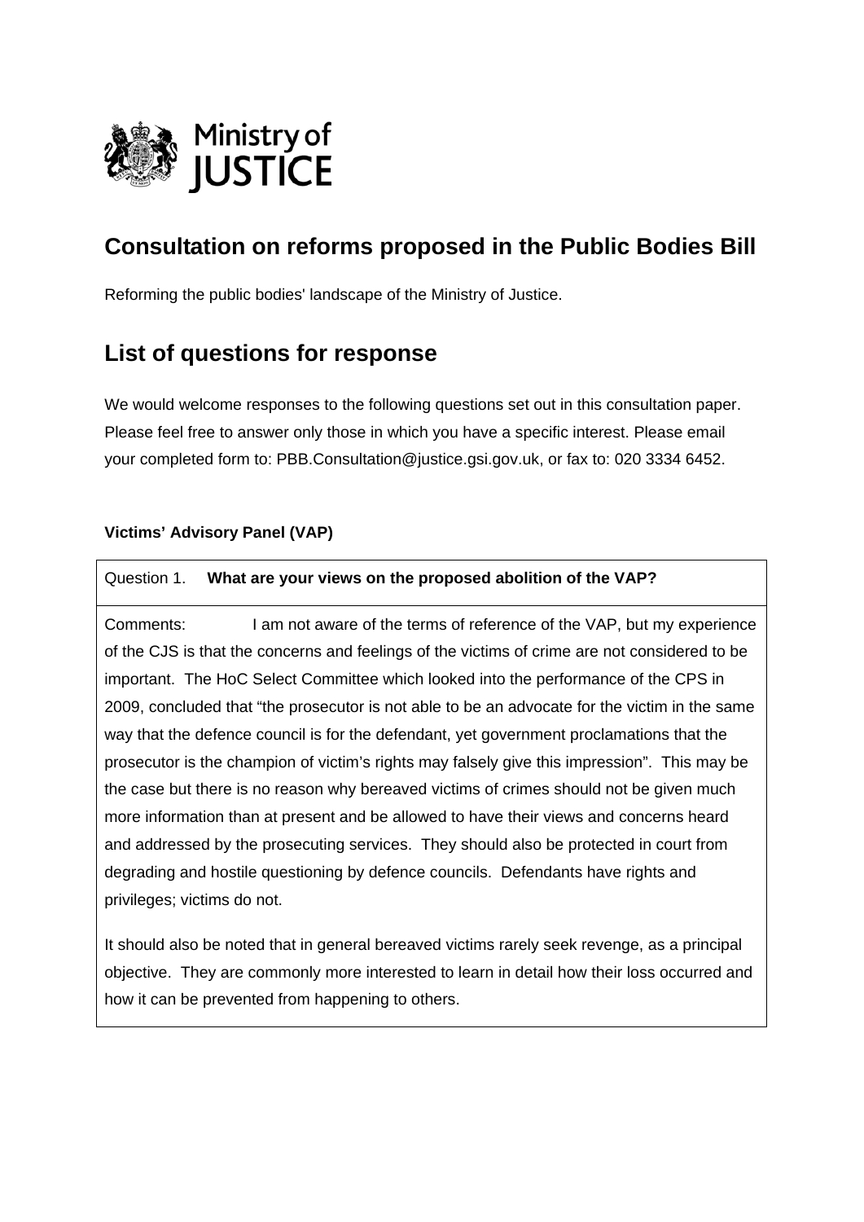Ministry of JUSTICE

# Consultation on reforms proposed in the Public Bodies Bill

Reforming the public bodies' landscape of the Ministry of Justice.

## List of questions for response

We would welcome responses to the following questions set out in this consultation paper. Please feel free to answer only those in which you have a specific interest. Please email your completed form to: PBB.Consultation@justice.gsi.gov.uk, or fax to: 020 3334 6452.

**Victims' Advisory Panel (VAP)**

Question 1. **What are your views on the proposed abolition of the VAP?**

Comments: I am not aware of the terms of reference of the VAP, but my experience of the CJS is that the concerns and feelings of the victims of crime are not considered to be important. The HoC Select Committee which looked into the performance of the CPS in 2009, concluded that "the prosecutor is not able to be an advocate for the victim in the same way that the defence council is for the defendant, yet government proclamations that the prosecutor is the champion of victim's rights may falsely give this impression". This may be the case but there is no reason why bereaved victims of crimes should not be given much more information than at present and be allowed to have their views and concerns heard and addressed by the prosecuting services. They should also be protected in court from degrading and hostile questioning by defence councils. Defendants have rights and privileges; victims do not.

It should also be noted that in general bereaved victims rarely seek revenge, as a principal objective. They are commonly more interested to learn in detail how their loss occurred and how it can be prevented from happening to others.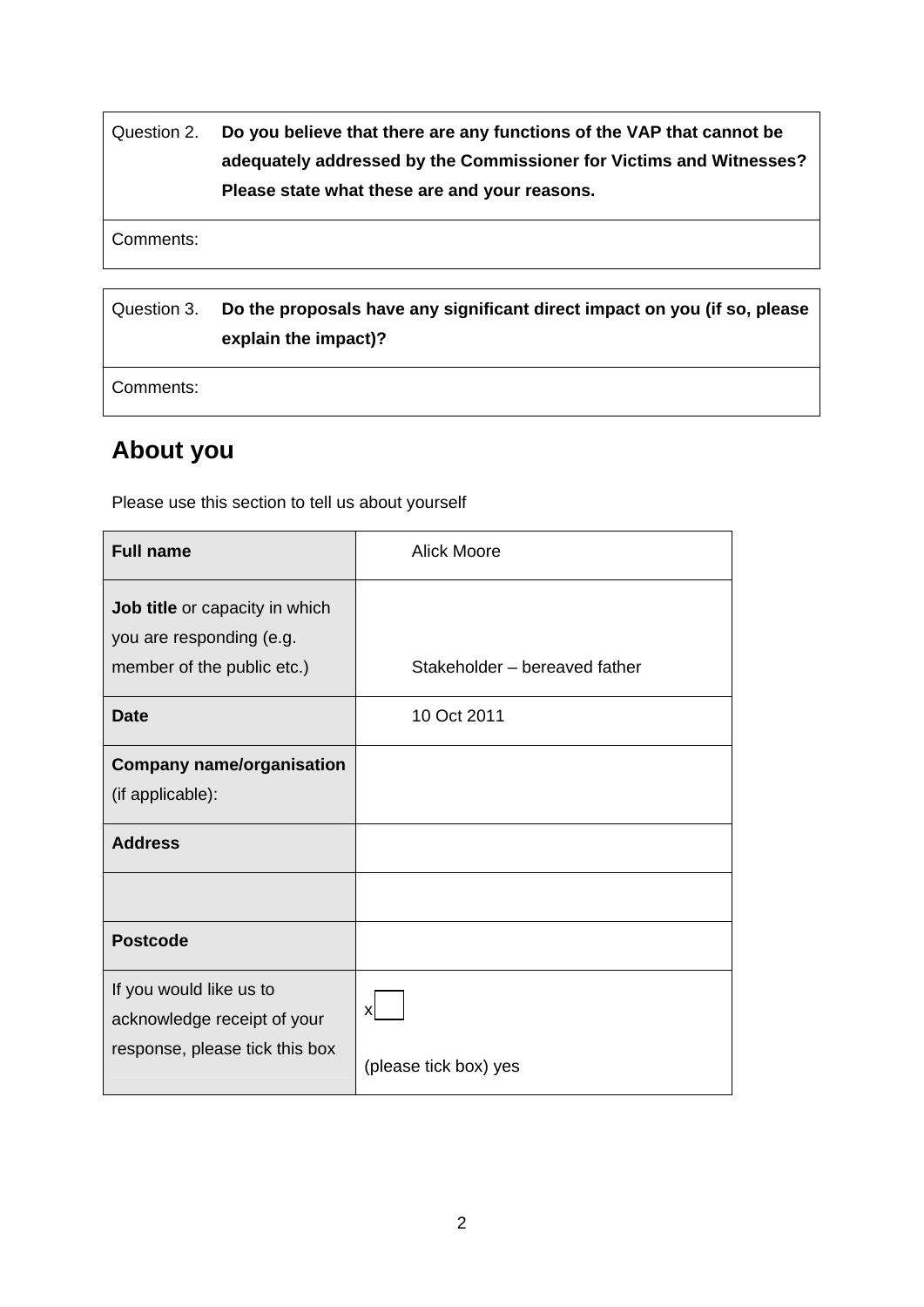| Question 2. | **Do you believe that there are any functions of the VAP that cannot be adequately addressed by the Commissioner for Victims and Witnesses? Please state what these are and your reasons.** |
| --- | --- |
| Comments: | |

| Question 3. | **Do the proposals have any significant direct impact on you (if so, please explain the impact)?** |
| --- | --- |
| Comments: | |

## About you

Please use this section to tell us about yourself

| **Full name** | Alick Moore |
| --- | --- |
| **Job title** or capacity in which you are responding (e.g. member of the public etc.) | Stakeholder – bereaved father |
| **Date** | 10 Oct 2011 |
| **Company name/organisation** (if applicable): | |
| **Address** | |
| | |
| **Postcode** | |
| If you would like us to acknowledge receipt of your response, please tick this box | x ☐ (please tick box) yes |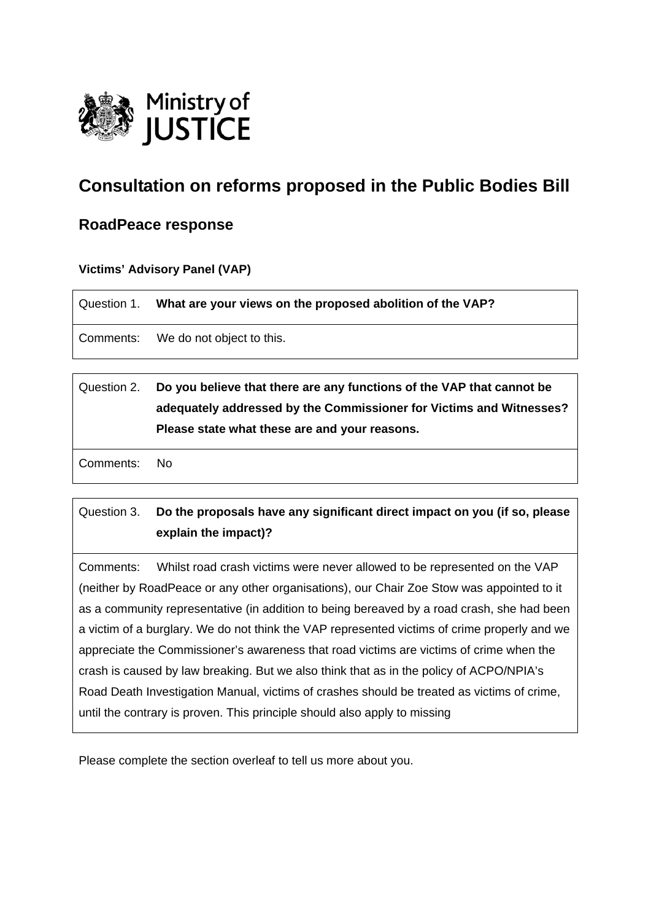Ministry of JUSTICE

# Consultation on reforms proposed in the Public Bodies Bill

## RoadPeace response

**Victims' Advisory Panel (VAP)**

| Question 1. | **What are your views on the proposed abolition of the VAP?** |
| --- | --- |
| Comments: | We do not object to this. |

| Question 2. | **Do you believe that there are any functions of the VAP that cannot be adequately addressed by the Commissioner for Victims and Witnesses? Please state what these are and your reasons.** |
| --- | --- |
| Comments: | No |

| Question 3. | **Do the proposals have any significant direct impact on you (if so, please explain the impact)?** |
| --- | --- |
| Comments: | Whilst road crash victims were never allowed to be represented on the VAP (neither by RoadPeace or any other organisations), our Chair Zoe Stow was appointed to it as a community representative (in addition to being bereaved by a road crash, she had been a victim of a burglary. We do not think the VAP represented victims of crime properly and we appreciate the Commissioner's awareness that road victims are victims of crime when the crash is caused by law breaking. But we also think that as in the policy of ACPO/NPIA's Road Death Investigation Manual, victims of crashes should be treated as victims of crime, until the contrary is proven. This principle should also apply to missing |

Please complete the section overleaf to tell us more about you.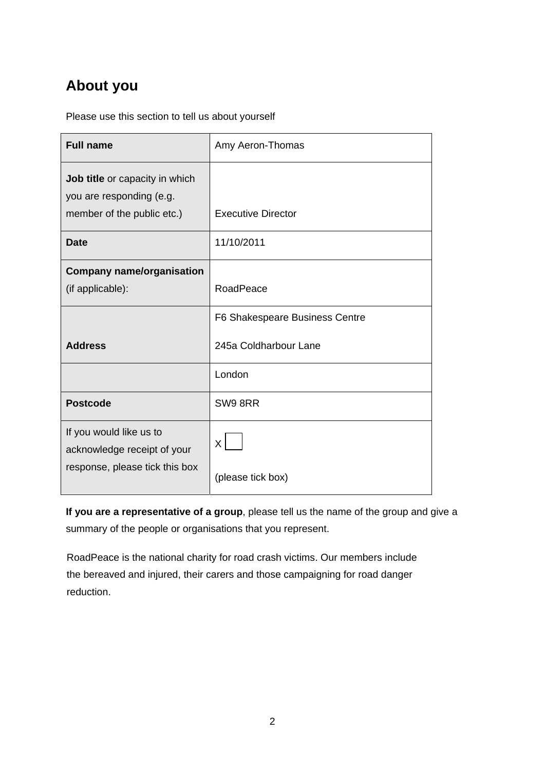## About you

Please use this section to tell us about yourself

| | |
|---|---|
| **Full name** | Amy Aeron-Thomas |
| **Job title** or capacity in which you are responding (e.g. member of the public etc.) | Executive Director |
| **Date** | 11/10/2011 |
| **Company name/organisation** (if applicable): | RoadPeace |
| **Address** | F6 Shakespeare Business Centre<br>245a Coldharbour Lane |
| | London |
| **Postcode** | SW9 8RR |
| If you would like us to acknowledge receipt of your response, please tick this box | X ☐<br>(please tick box) |

**If you are a representative of a group**, please tell us the name of the group and give a summary of the people or organisations that you represent.

RoadPeace is the national charity for road crash victims. Our members include the bereaved and injured, their carers and those campaigning for road danger reduction.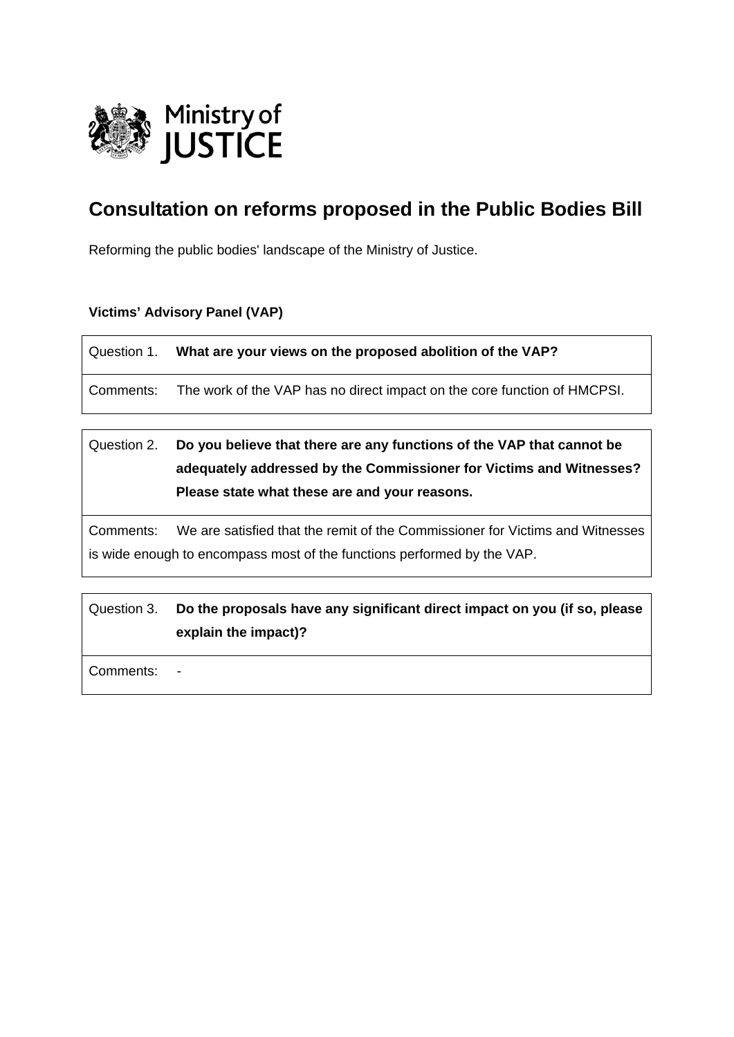Ministry of JUSTICE

# Consultation on reforms proposed in the Public Bodies Bill

Reforming the public bodies' landscape of the Ministry of Justice.

**Victims' Advisory Panel (VAP)**

| Question 1. | **What are your views on the proposed abolition of the VAP?** |
|---|---|
| Comments: | The work of the VAP has no direct impact on the core function of HMCPSI. |

| Question 2. | **Do you believe that there are any functions of the VAP that cannot be adequately addressed by the Commissioner for Victims and Witnesses? Please state what these are and your reasons.** |
|---|---|
| Comments: | We are satisfied that the remit of the Commissioner for Victims and Witnesses is wide enough to encompass most of the functions performed by the VAP. |

| Question 3. | **Do the proposals have any significant direct impact on you (if so, please explain the impact)?** |
|---|---|
| Comments: | - |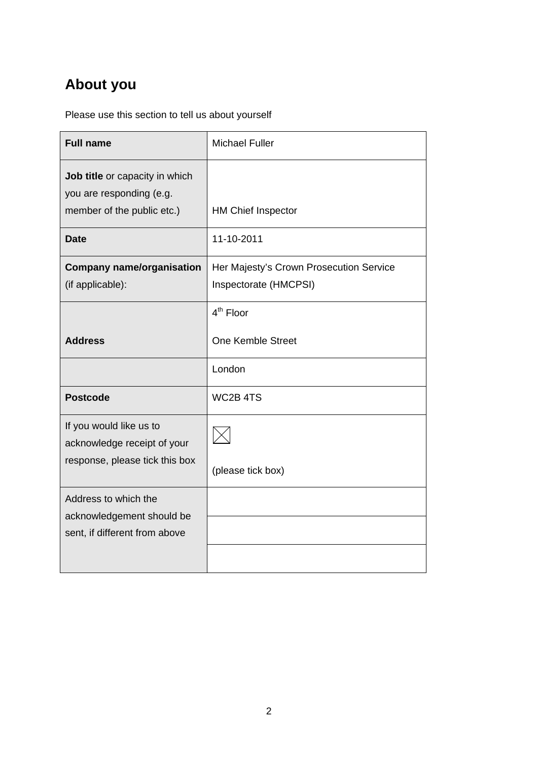## About you

Please use this section to tell us about yourself

| **Full name** | Michael Fuller |
|---|---|
| **Job title** or capacity in which you are responding (e.g. member of the public etc.) | HM Chief Inspector |
| **Date** | 11-10-2011 |
| **Company name/organisation** (if applicable): | Her Majesty's Crown Prosecution Service Inspectorate (HMCPSI) |
| **Address** | 4th Floor<br><br>One Kemble Street |
| | London |
| **Postcode** | WC2B 4TS |
| If you would like us to acknowledge receipt of your response, please tick this box | ☒<br><br>(please tick box) |
| Address to which the acknowledgement should be sent, if different from above | |
| | |
| | |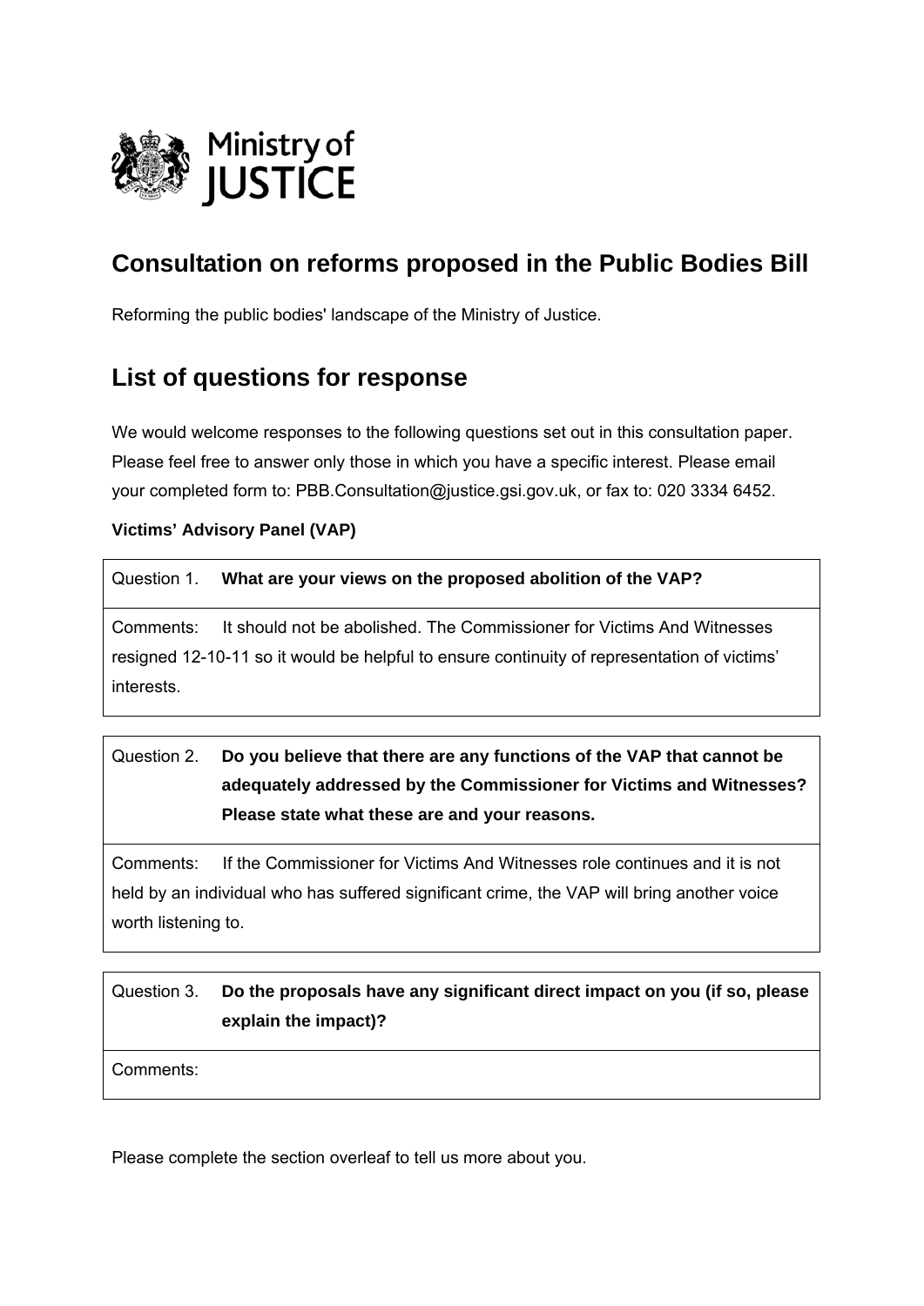Ministry of JUSTICE

## Consultation on reforms proposed in the Public Bodies Bill

Reforming the public bodies' landscape of the Ministry of Justice.

## List of questions for response

We would welcome responses to the following questions set out in this consultation paper. Please feel free to answer only those in which you have a specific interest. Please email your completed form to: PBB.Consultation@justice.gsi.gov.uk, or fax to: 020 3334 6452.

**Victims' Advisory Panel (VAP)**

| Question 1. **What are your views on the proposed abolition of the VAP?** |
|---|
| Comments: It should not be abolished. The Commissioner for Victims And Witnesses resigned 12-10-11 so it would be helpful to ensure continuity of representation of victims' interests. |

| Question 2. **Do you believe that there are any functions of the VAP that cannot be adequately addressed by the Commissioner for Victims and Witnesses? Please state what these are and your reasons.** |
|---|
| Comments: If the Commissioner for Victims And Witnesses role continues and it is not held by an individual who has suffered significant crime, the VAP will bring another voice worth listening to. |

| Question 3. **Do the proposals have any significant direct impact on you (if so, please explain the impact)?** |
|---|
| Comments: |

Please complete the section overleaf to tell us more about you.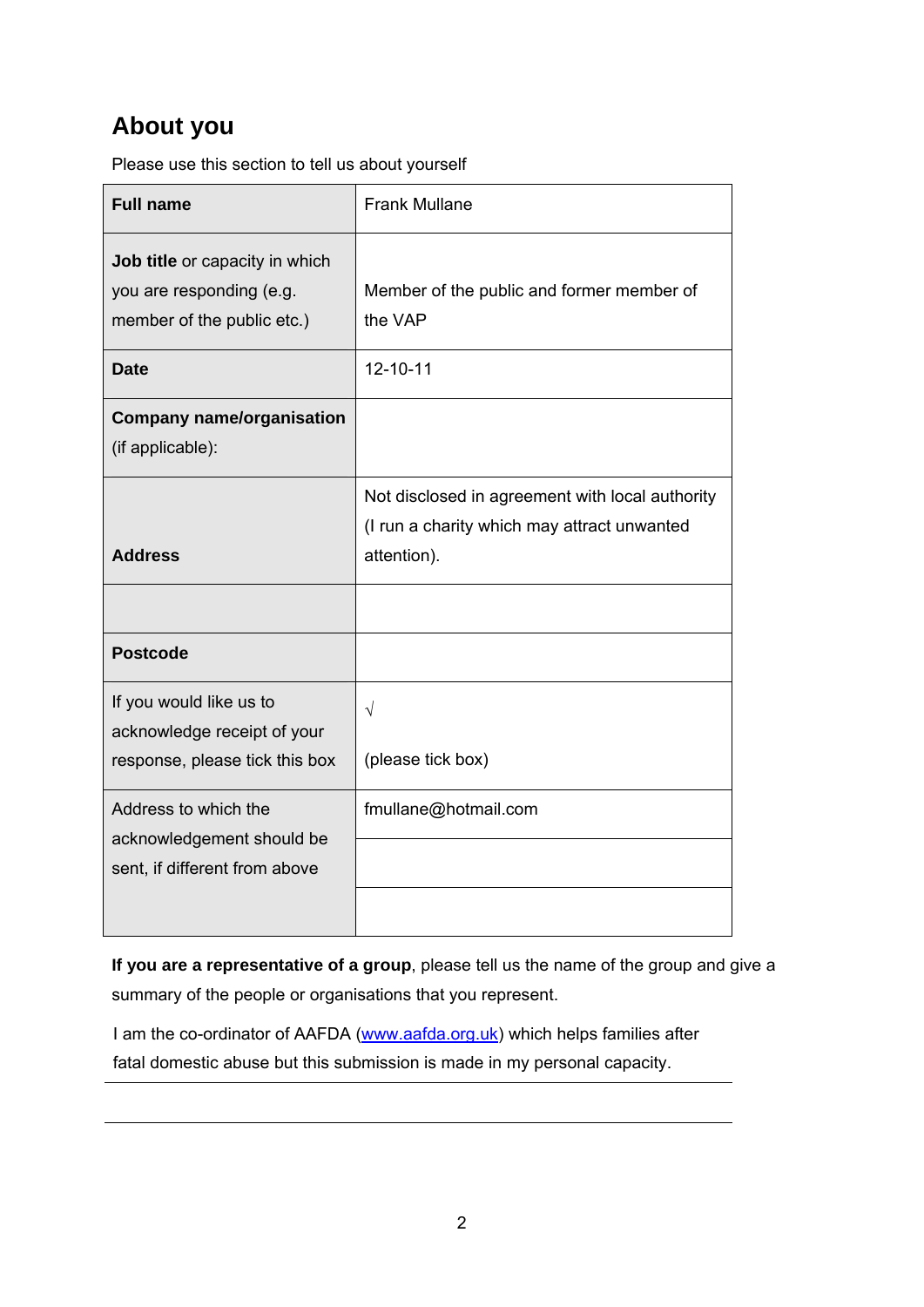## About you

Please use this section to tell us about yourself

| **Full name** | Frank Mullane |
|---|---|
| **Job title** or capacity in which you are responding (e.g. member of the public etc.) | Member of the public and former member of the VAP |
| **Date** | 12-10-11 |
| **Company name/organisation** (if applicable): | |
| **Address** | Not disclosed in agreement with local authority (I run a charity which may attract unwanted attention). |
| | |
| **Postcode** | |
| If you would like us to acknowledge receipt of your response, please tick this box | √ (please tick box) |
| Address to which the acknowledgement should be sent, if different from above | fmullane@hotmail.com |

**If you are a representative of a group**, please tell us the name of the group and give a summary of the people or organisations that you represent.

I am the co-ordinator of AAFDA (www.aafda.org.uk) which helps families after fatal domestic abuse but this submission is made in my personal capacity.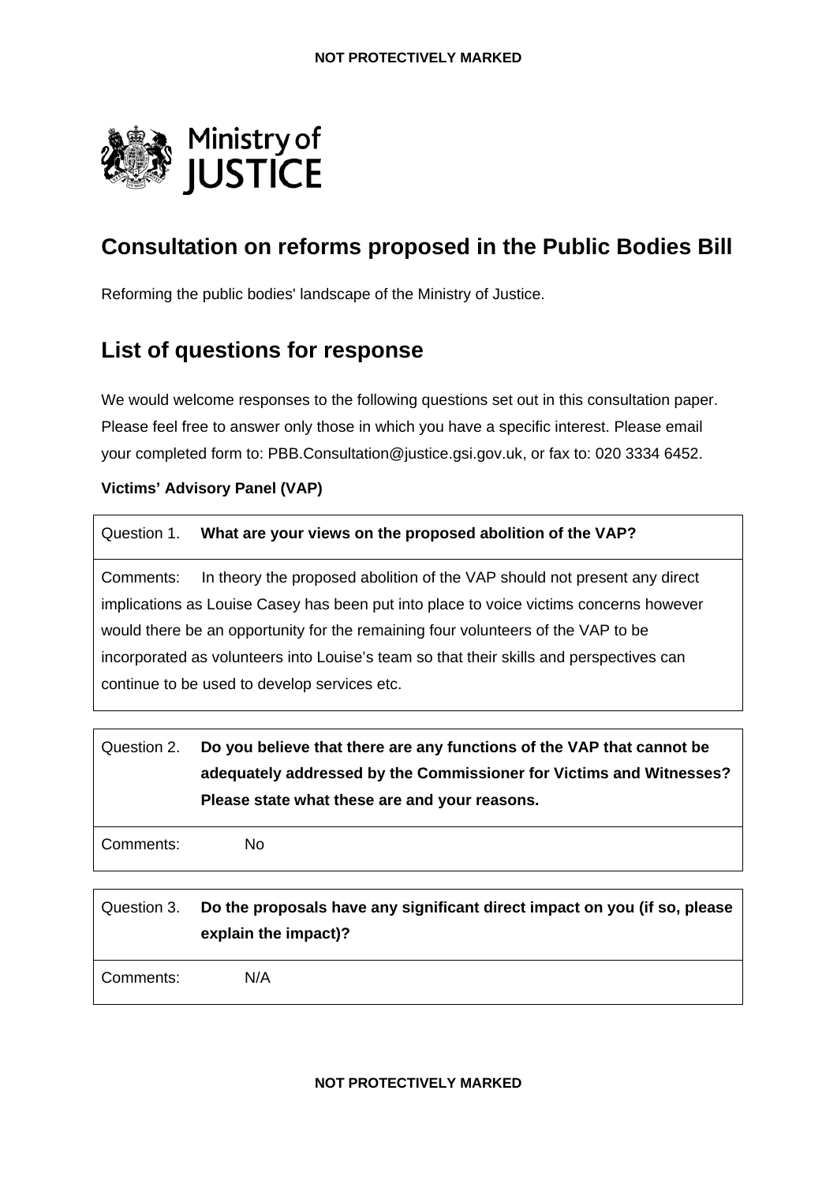# Consultation on reforms proposed in the Public Bodies Bill

Reforming the public bodies' landscape of the Ministry of Justice.

## List of questions for response

We would welcome responses to the following questions set out in this consultation paper. Please feel free to answer only those in which you have a specific interest. Please email your completed form to: PBB.Consultation@justice.gsi.gov.uk, or fax to: 020 3334 6452.

**Victims' Advisory Panel (VAP)**

| Question 1. | **What are your views on the proposed abolition of the VAP?** |
|---|---|
| Comments: | In theory the proposed abolition of the VAP should not present any direct implications as Louise Casey has been put into place to voice victims concerns however would there be an opportunity for the remaining four volunteers of the VAP to be incorporated as volunteers into Louise's team so that their skills and perspectives can continue to be used to develop services etc. |

| Question 2. | **Do you believe that there are any functions of the VAP that cannot be adequately addressed by the Commissioner for Victims and Witnesses? Please state what these are and your reasons.** |
|---|---|
| Comments: | No |

| Question 3. | **Do the proposals have any significant direct impact on you (if so, please explain the impact)?** |
|---|---|
| Comments: | N/A |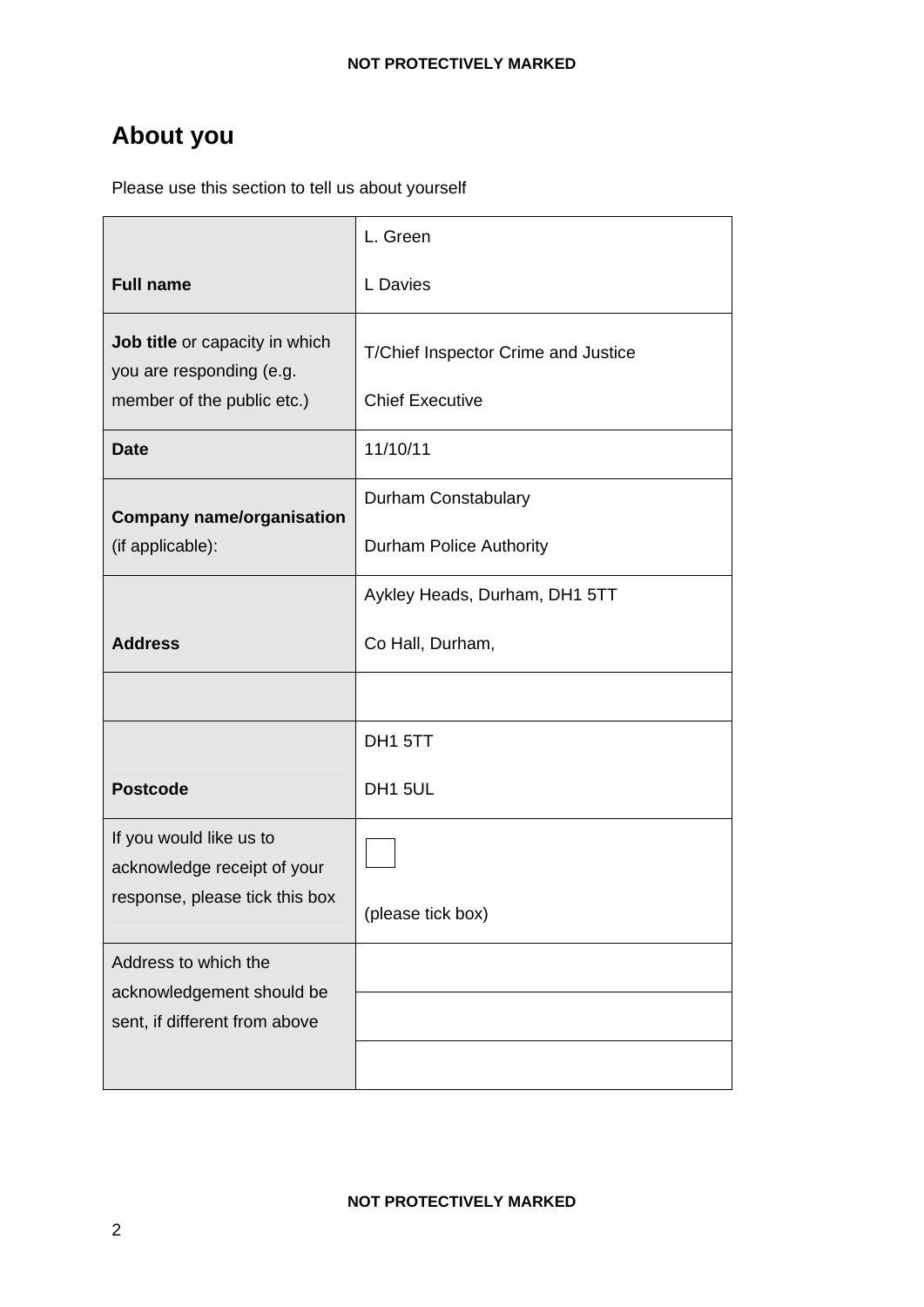## About you

Please use this section to tell us about yourself

| | |
|---|---|
| **Full name** | L. Green<br><br>L Davies |
| **Job title** or capacity in which you are responding (e.g. member of the public etc.) | T/Chief Inspector Crime and Justice<br><br>Chief Executive |
| **Date** | 11/10/11 |
| **Company name/organisation** (if applicable): | Durham Constabulary<br><br>Durham Police Authority |
| **Address** | Aykley Heads, Durham, DH1 5TT<br><br>Co Hall, Durham, |
| | |
| **Postcode** | DH1 5TT<br><br>DH1 5UL |
| If you would like us to acknowledge receipt of your response, please tick this box | ☐<br><br>(please tick box) |
| Address to which the acknowledgement should be sent, if different from above | |
| | |
| | |